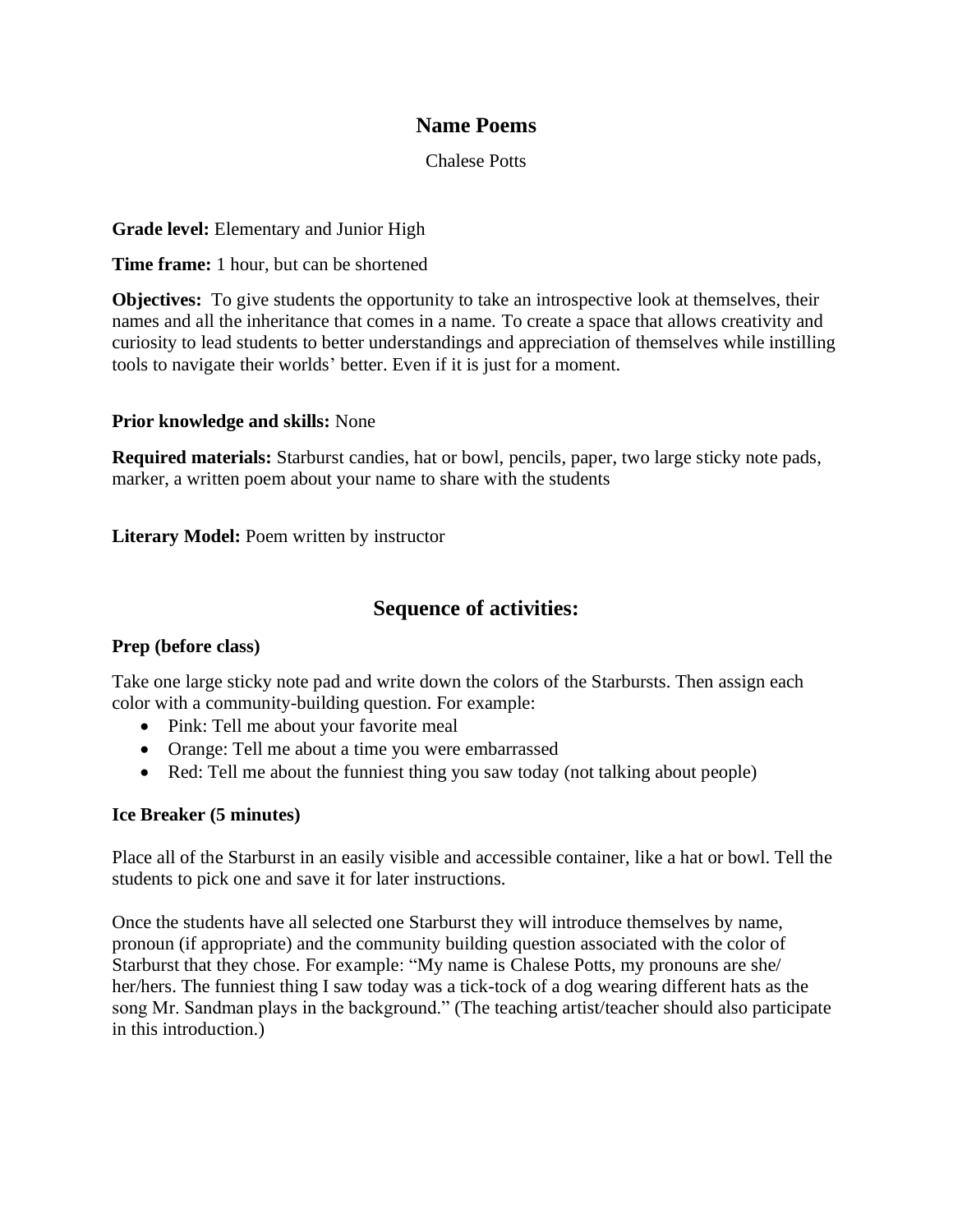# Name Poems

Chalese Potts

**Grade level:** Elementary and Junior High

**Time frame:** 1 hour, but can be shortened

**Objectives:** To give students the opportunity to take an introspective look at themselves, their names and all the inheritance that comes in a name. To create a space that allows creativity and curiosity to lead students to better understandings and appreciation of themselves while instilling tools to navigate their worlds' better. Even if it is just for a moment.

**Prior knowledge and skills:** None

**Required materials:** Starburst candies, hat or bowl, pencils, paper, two large sticky note pads, marker, a written poem about your name to share with the students

**Literary Model:** Poem written by instructor

## Sequence of activities:

### Prep (before class)

Take one large sticky note pad and write down the colors of the Starbursts. Then assign each color with a community-building question. For example:

- Pink: Tell me about your favorite meal
- Orange: Tell me about a time you were embarrassed
- Red: Tell me about the funniest thing you saw today (not talking about people)

### Ice Breaker (5 minutes)

Place all of the Starburst in an easily visible and accessible container, like a hat or bowl. Tell the students to pick one and save it for later instructions.

Once the students have all selected one Starburst they will introduce themselves by name, pronoun (if appropriate) and the community building question associated with the color of Starburst that they chose. For example: "My name is Chalese Potts, my pronouns are she/her/hers. The funniest thing I saw today was a tick-tock of a dog wearing different hats as the song Mr. Sandman plays in the background." (The teaching artist/teacher should also participate in this introduction.)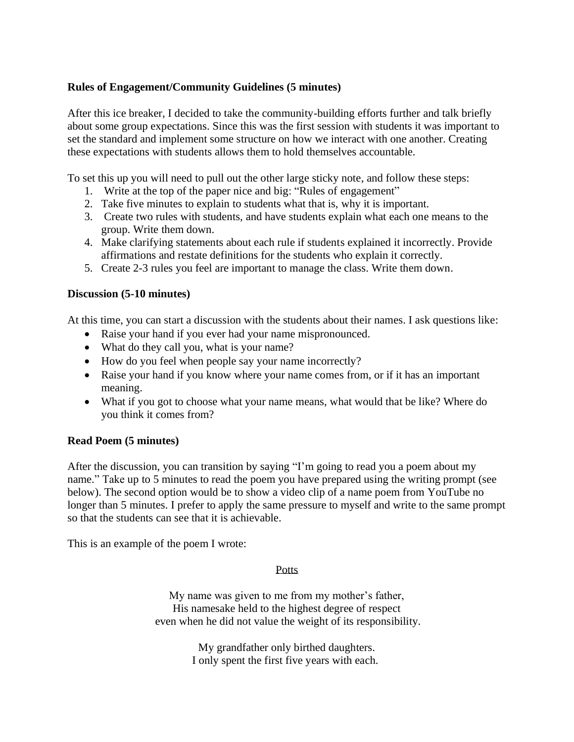**Rules of Engagement/Community Guidelines (5 minutes)**

After this ice breaker, I decided to take the community-building efforts further and talk briefly about some group expectations. Since this was the first session with students it was important to set the standard and implement some structure on how we interact with one another. Creating these expectations with students allows them to hold themselves accountable.

To set this up you will need to pull out the other large sticky note, and follow these steps:

1. Write at the top of the paper nice and big: "Rules of engagement"
2. Take five minutes to explain to students what that is, why it is important.
3. Create two rules with students, and have students explain what each one means to the group. Write them down.
4. Make clarifying statements about each rule if students explained it incorrectly. Provide affirmations and restate definitions for the students who explain it correctly.
5. Create 2-3 rules you feel are important to manage the class. Write them down.

**Discussion (5-10 minutes)**

At this time, you can start a discussion with the students about their names. I ask questions like:

- Raise your hand if you ever had your name mispronounced.
- What do they call you, what is your name?
- How do you feel when people say your name incorrectly?
- Raise your hand if you know where your name comes from, or if it has an important meaning.
- What if you got to choose what your name means, what would that be like? Where do you think it comes from?

**Read Poem (5 minutes)**

After the discussion, you can transition by saying "I'm going to read you a poem about my name." Take up to 5 minutes to read the poem you have prepared using the writing prompt (see below). The second option would be to show a video clip of a name poem from YouTube no longer than 5 minutes. I prefer to apply the same pressure to myself and write to the same prompt so that the students can see that it is achievable.

This is an example of the poem I wrote:

<u>Potts</u>

My name was given to me from my mother's father,
His namesake held to the highest degree of respect
even when he did not value the weight of its responsibility.

My grandfather only birthed daughters.
I only spent the first five years with each.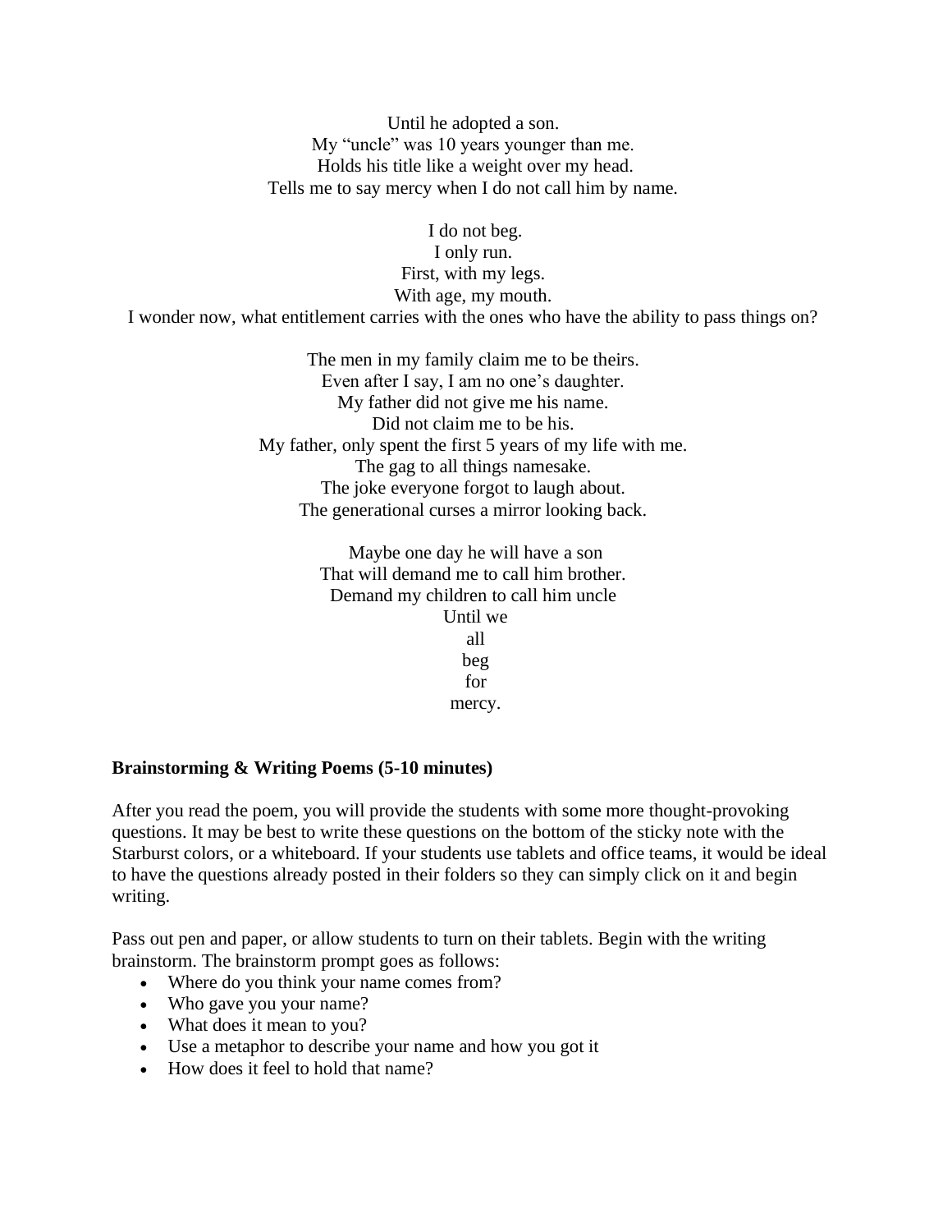Until he adopted a son.  
My "uncle" was 10 years younger than me.  
Holds his title like a weight over my head.  
Tells me to say mercy when I do not call him by name.

I do not beg.  
I only run.  
First, with my legs.  
With age, my mouth.  
I wonder now, what entitlement carries with the ones who have the ability to pass things on?

The men in my family claim me to be theirs.  
Even after I say, I am no one's daughter.  
My father did not give me his name.  
Did not claim me to be his.  
My father, only spent the first 5 years of my life with me.  
The gag to all things namesake.  
The joke everyone forgot to laugh about.  
The generational curses a mirror looking back.

Maybe one day he will have a son  
That will demand me to call him brother.  
Demand my children to call him uncle  
Until we  
all  
beg  
for  
mercy.

**Brainstorming & Writing Poems (5-10 minutes)**

After you read the poem, you will provide the students with some more thought-provoking questions. It may be best to write these questions on the bottom of the sticky note with the Starburst colors, or a whiteboard. If your students use tablets and office teams, it would be ideal to have the questions already posted in their folders so they can simply click on it and begin writing.

Pass out pen and paper, or allow students to turn on their tablets. Begin with the writing brainstorm. The brainstorm prompt goes as follows:

- Where do you think your name comes from?
- Who gave you your name?
- What does it mean to you?
- Use a metaphor to describe your name and how you got it
- How does it feel to hold that name?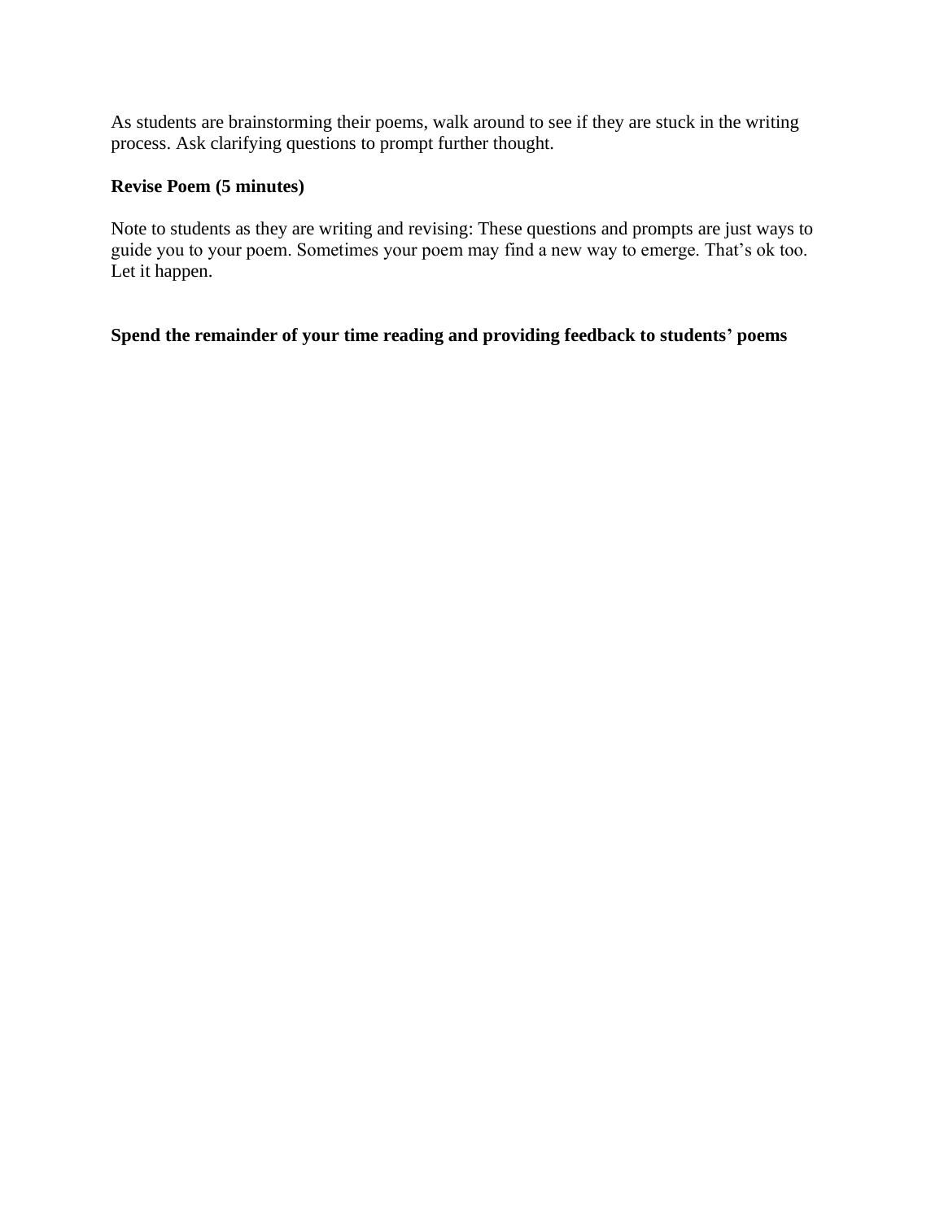As students are brainstorming their poems, walk around to see if they are stuck in the writing process. Ask clarifying questions to prompt further thought.

**Revise Poem (5 minutes)**

Note to students as they are writing and revising: These questions and prompts are just ways to guide you to your poem. Sometimes your poem may find a new way to emerge. That's ok too. Let it happen.

**Spend the remainder of your time reading and providing feedback to students' poems**